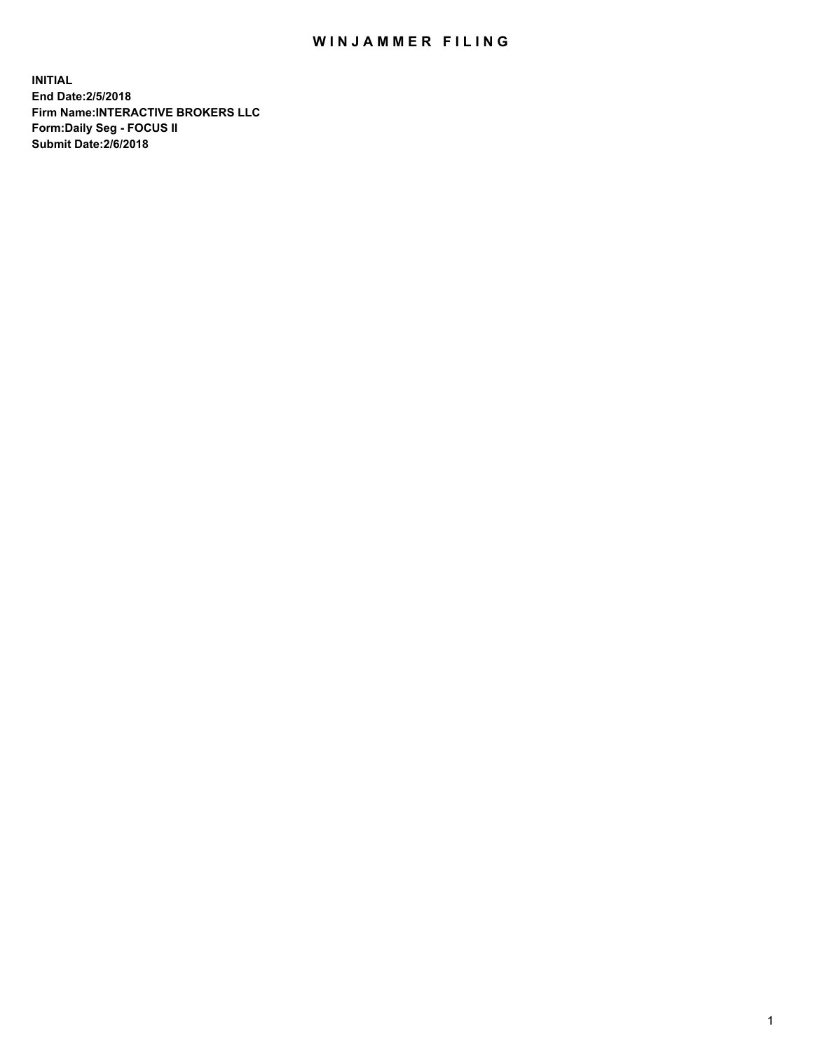# WINJAMMER FILING

**INITIAL**
**End Date:2/5/2018**
**Firm Name:INTERACTIVE BROKERS LLC**
**Form:Daily Seg - FOCUS II**
**Submit Date:2/6/2018**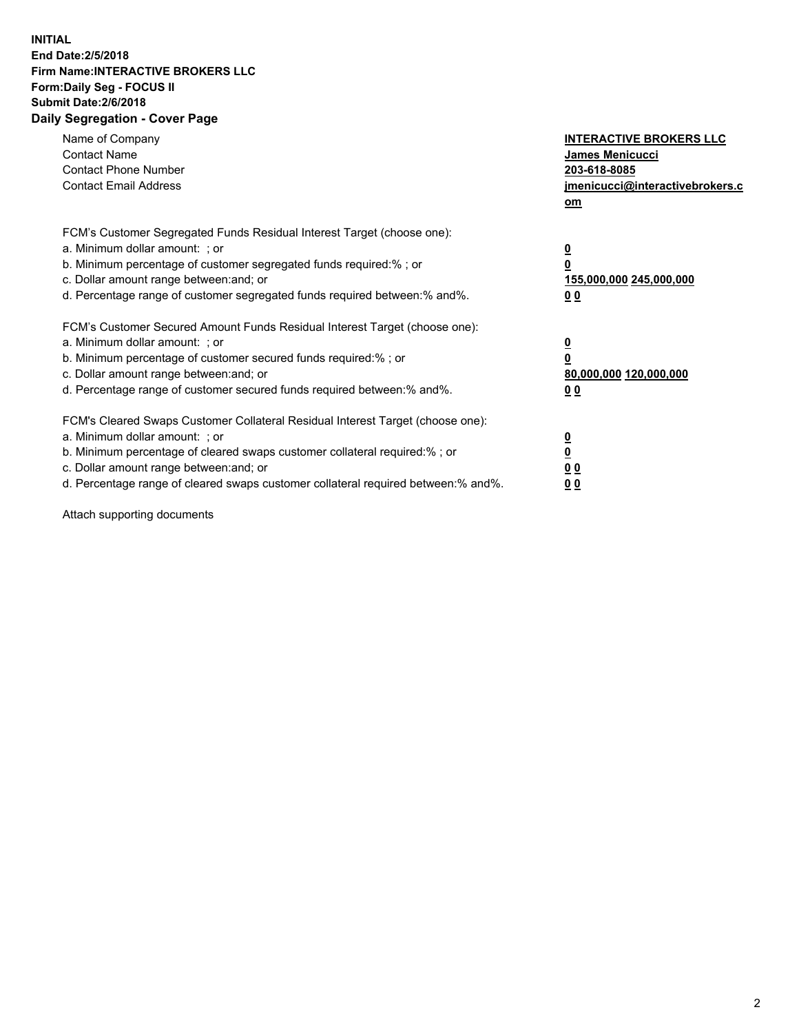**INITIAL**
**End Date:2/5/2018**
**Firm Name:INTERACTIVE BROKERS LLC**
**Form:Daily Seg - FOCUS II**
**Submit Date:2/6/2018**
**Daily Segregation - Cover Page**

| | |
|---|---|
| Name of Company | **INTERACTIVE BROKERS LLC** |
| Contact Name | **James Menicucci** |
| Contact Phone Number | **203-618-8085** |
| Contact Email Address | **jmenicucci@interactivebrokers.com** |

FCM's Customer Segregated Funds Residual Interest Target (choose one):

| | |
|---|---|
| a. Minimum dollar amount: ; or | **0** |
| b. Minimum percentage of customer segregated funds required:% ; or | **0** |
| c. Dollar amount range between:and; or | **155,000,000 245,000,000** |
| d. Percentage range of customer segregated funds required between:% and%. | **0 0** |

FCM's Customer Secured Amount Funds Residual Interest Target (choose one):

| | |
|---|---|
| a. Minimum dollar amount: ; or | **0** |
| b. Minimum percentage of customer secured funds required:% ; or | **0** |
| c. Dollar amount range between:and; or | **80,000,000 120,000,000** |
| d. Percentage range of customer secured funds required between:% and%. | **0 0** |

FCM's Cleared Swaps Customer Collateral Residual Interest Target (choose one):

| | |
|---|---|
| a. Minimum dollar amount: ; or | **0** |
| b. Minimum percentage of cleared swaps customer collateral required:% ; or | **0** |
| c. Dollar amount range between:and; or | **0 0** |
| d. Percentage range of cleared swaps customer collateral required between:% and%. | **0 0** |

Attach supporting documents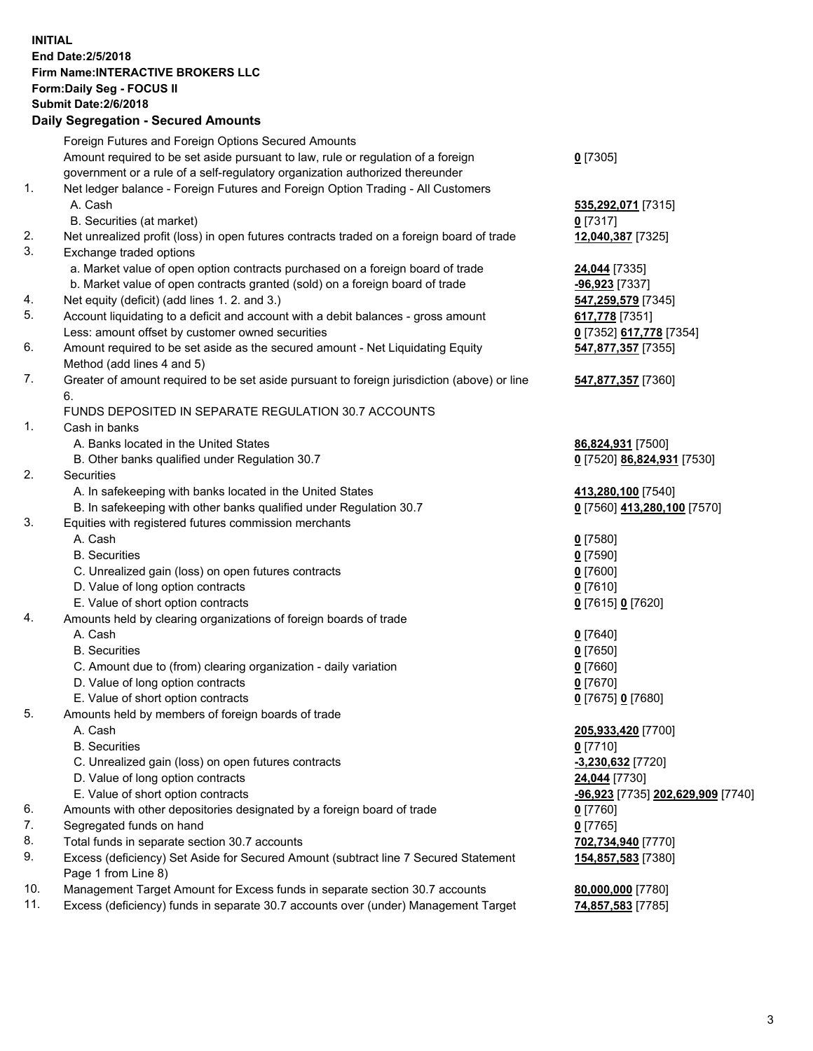**INITIAL**
**End Date:2/5/2018**
**Firm Name:INTERACTIVE BROKERS LLC**
**Form:Daily Seg - FOCUS II**
**Submit Date:2/6/2018**

## Daily Segregation - Secured Amounts

| | | |
|---|---|---|
| | Foreign Futures and Foreign Options Secured Amounts | |
| | Amount required to be set aside pursuant to law, rule or regulation of a foreign government or a rule of a self-regulatory organization authorized thereunder | **0** [7305] |
| 1. | Net ledger balance - Foreign Futures and Foreign Option Trading - All Customers | |
| | A. Cash | **535,292,071** [7315] |
| | B. Securities (at market) | **0** [7317] |
| 2. | Net unrealized profit (loss) in open futures contracts traded on a foreign board of trade | **12,040,387** [7325] |
| 3. | Exchange traded options | |
| | a. Market value of open option contracts purchased on a foreign board of trade | **24,044** [7335] |
| | b. Market value of open contracts granted (sold) on a foreign board of trade | **-96,923** [7337] |
| 4. | Net equity (deficit) (add lines 1. 2. and 3.) | **547,259,579** [7345] |
| 5. | Account liquidating to a deficit and account with a debit balances - gross amount | **617,778** [7351] |
| | Less: amount offset by customer owned securities | **0** [7352] **617,778** [7354] |
| 6. | Amount required to be set aside as the secured amount - Net Liquidating Equity Method (add lines 4 and 5) | **547,877,357** [7355] |
| 7. | Greater of amount required to be set aside pursuant to foreign jurisdiction (above) or line 6. | **547,877,357** [7360] |
| | FUNDS DEPOSITED IN SEPARATE REGULATION 30.7 ACCOUNTS | |
| 1. | Cash in banks | |
| | A. Banks located in the United States | **86,824,931** [7500] |
| | B. Other banks qualified under Regulation 30.7 | **0** [7520] **86,824,931** [7530] |
| 2. | Securities | |
| | A. In safekeeping with banks located in the United States | **413,280,100** [7540] |
| | B. In safekeeping with other banks qualified under Regulation 30.7 | **0** [7560] **413,280,100** [7570] |
| 3. | Equities with registered futures commission merchants | |
| | A. Cash | **0** [7580] |
| | B. Securities | **0** [7590] |
| | C. Unrealized gain (loss) on open futures contracts | **0** [7600] |
| | D. Value of long option contracts | **0** [7610] |
| | E. Value of short option contracts | **0** [7615] **0** [7620] |
| 4. | Amounts held by clearing organizations of foreign boards of trade | |
| | A. Cash | **0** [7640] |
| | B. Securities | **0** [7650] |
| | C. Amount due to (from) clearing organization - daily variation | **0** [7660] |
| | D. Value of long option contracts | **0** [7670] |
| | E. Value of short option contracts | **0** [7675] **0** [7680] |
| 5. | Amounts held by members of foreign boards of trade | |
| | A. Cash | **205,933,420** [7700] |
| | B. Securities | **0** [7710] |
| | C. Unrealized gain (loss) on open futures contracts | **-3,230,632** [7720] |
| | D. Value of long option contracts | **24,044** [7730] |
| | E. Value of short option contracts | **-96,923** [7735] **202,629,909** [7740] |
| 6. | Amounts with other depositories designated by a foreign board of trade | **0** [7760] |
| 7. | Segregated funds on hand | **0** [7765] |
| 8. | Total funds in separate section 30.7 accounts | **702,734,940** [7770] |
| 9. | Excess (deficiency) Set Aside for Secured Amount (subtract line 7 Secured Statement Page 1 from Line 8) | **154,857,583** [7380] |
| 10. | Management Target Amount for Excess funds in separate section 30.7 accounts | **80,000,000** [7780] |
| 11. | Excess (deficiency) funds in separate 30.7 accounts over (under) Management Target | **74,857,583** [7785] |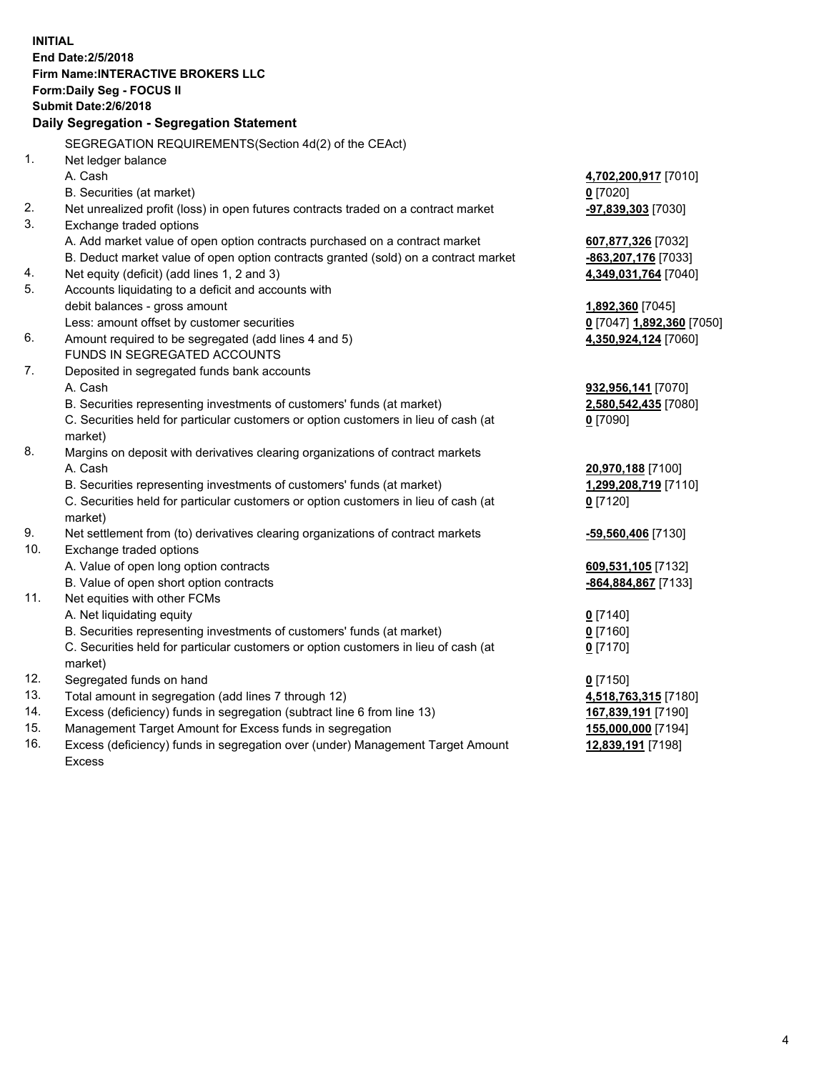**INITIAL**
**End Date:2/5/2018**
**Firm Name:INTERACTIVE BROKERS LLC**
**Form:Daily Seg - FOCUS II**
**Submit Date:2/6/2018**

**Daily Segregation - Segregation Statement**

SEGREGATION REQUIREMENTS(Section 4d(2) of the CEAct)

| | | |
|---|---|---|
| 1. | Net ledger balance | |
| | A. Cash | **4,702,200,917** [7010] |
| | B. Securities (at market) | **0** [7020] |
| 2. | Net unrealized profit (loss) in open futures contracts traded on a contract market | **-97,839,303** [7030] |
| 3. | Exchange traded options | |
| | A. Add market value of open option contracts purchased on a contract market | **607,877,326** [7032] |
| | B. Deduct market value of open option contracts granted (sold) on a contract market | **-863,207,176** [7033] |
| 4. | Net equity (deficit) (add lines 1, 2 and 3) | **4,349,031,764** [7040] |
| 5. | Accounts liquidating to a deficit and accounts with debit balances - gross amount | **1,892,360** [7045] |
| | Less: amount offset by customer securities | **0** [7047] **1,892,360** [7050] |
| 6. | Amount required to be segregated (add lines 4 and 5) | **4,350,924,124** [7060] |
| | FUNDS IN SEGREGATED ACCOUNTS | |
| 7. | Deposited in segregated funds bank accounts | |
| | A. Cash | **932,956,141** [7070] |
| | B. Securities representing investments of customers' funds (at market) | **2,580,542,435** [7080] |
| | C. Securities held for particular customers or option customers in lieu of cash (at market) | **0** [7090] |
| 8. | Margins on deposit with derivatives clearing organizations of contract markets | |
| | A. Cash | **20,970,188** [7100] |
| | B. Securities representing investments of customers' funds (at market) | **1,299,208,719** [7110] |
| | C. Securities held for particular customers or option customers in lieu of cash (at market) | **0** [7120] |
| 9. | Net settlement from (to) derivatives clearing organizations of contract markets | **-59,560,406** [7130] |
| 10. | Exchange traded options | |
| | A. Value of open long option contracts | **609,531,105** [7132] |
| | B. Value of open short option contracts | **-864,884,867** [7133] |
| 11. | Net equities with other FCMs | |
| | A. Net liquidating equity | **0** [7140] |
| | B. Securities representing investments of customers' funds (at market) | **0** [7160] |
| | C. Securities held for particular customers or option customers in lieu of cash (at market) | **0** [7170] |
| 12. | Segregated funds on hand | **0** [7150] |
| 13. | Total amount in segregation (add lines 7 through 12) | **4,518,763,315** [7180] |
| 14. | Excess (deficiency) funds in segregation (subtract line 6 from line 13) | **167,839,191** [7190] |
| 15. | Management Target Amount for Excess funds in segregation | **155,000,000** [7194] |
| 16. | Excess (deficiency) funds in segregation over (under) Management Target Amount Excess | **12,839,191** [7198] |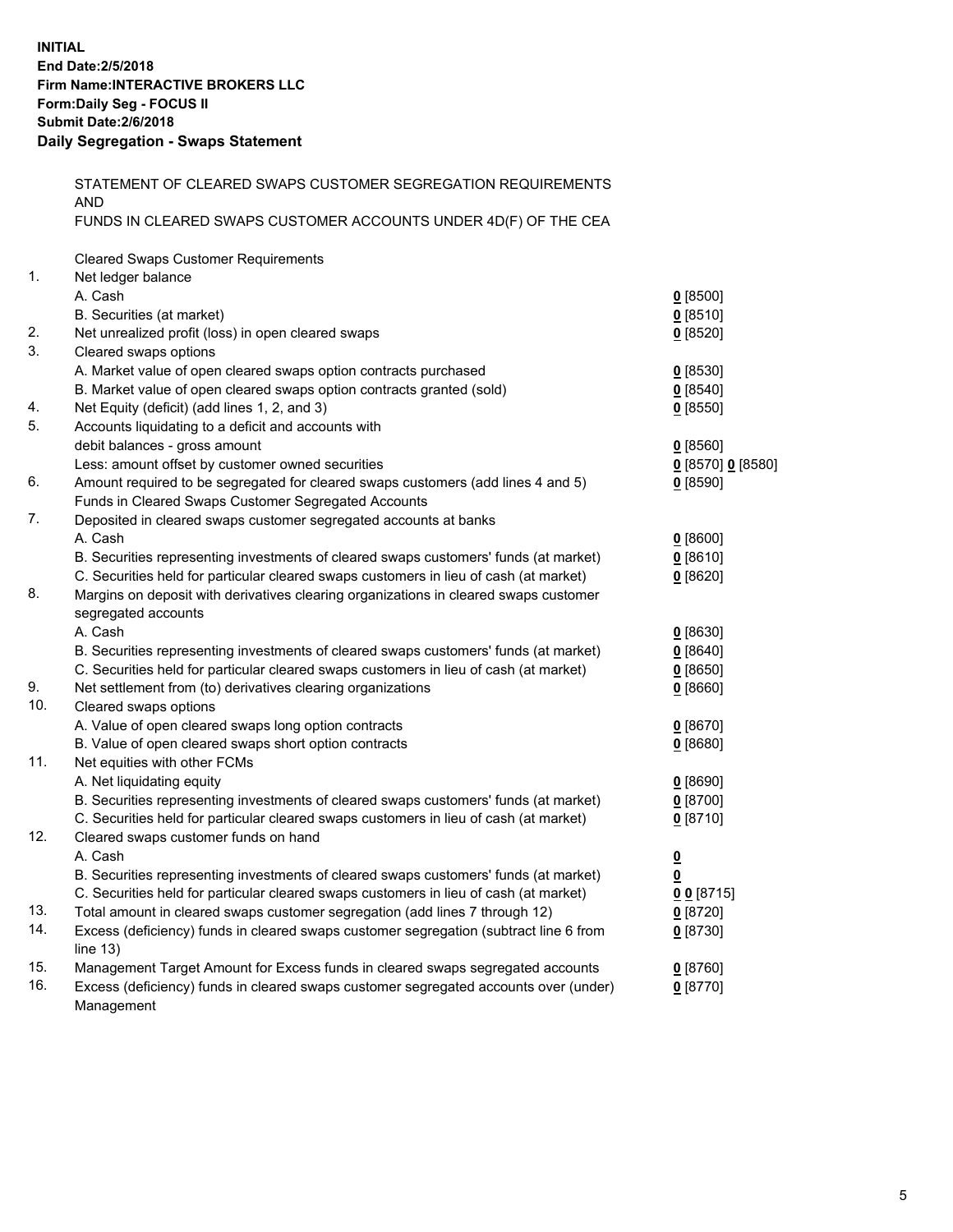**INITIAL**
**End Date:2/5/2018**
**Firm Name:INTERACTIVE BROKERS LLC**
**Form:Daily Seg - FOCUS II**
**Submit Date:2/6/2018**
**Daily Segregation - Swaps Statement**

STATEMENT OF CLEARED SWAPS CUSTOMER SEGREGATION REQUIREMENTS AND FUNDS IN CLEARED SWAPS CUSTOMER ACCOUNTS UNDER 4D(F) OF THE CEA

| | | |
|---|---|---|
| | Cleared Swaps Customer Requirements | |
| 1. | Net ledger balance | |
| | A. Cash | 0 [8500] |
| | B. Securities (at market) | 0 [8510] |
| 2. | Net unrealized profit (loss) in open cleared swaps | 0 [8520] |
| 3. | Cleared swaps options | |
| | A. Market value of open cleared swaps option contracts purchased | 0 [8530] |
| | B. Market value of open cleared swaps option contracts granted (sold) | 0 [8540] |
| 4. | Net Equity (deficit) (add lines 1, 2, and 3) | 0 [8550] |
| 5. | Accounts liquidating to a deficit and accounts with | |
| | debit balances - gross amount | 0 [8560] |
| | Less: amount offset by customer owned securities | 0 [8570] 0 [8580] |
| 6. | Amount required to be segregated for cleared swaps customers (add lines 4 and 5) | 0 [8590] |
| | Funds in Cleared Swaps Customer Segregated Accounts | |
| 7. | Deposited in cleared swaps customer segregated accounts at banks | |
| | A. Cash | 0 [8600] |
| | B. Securities representing investments of cleared swaps customers' funds (at market) | 0 [8610] |
| | C. Securities held for particular cleared swaps customers in lieu of cash (at market) | 0 [8620] |
| 8. | Margins on deposit with derivatives clearing organizations in cleared swaps customer segregated accounts | |
| | A. Cash | 0 [8630] |
| | B. Securities representing investments of cleared swaps customers' funds (at market) | 0 [8640] |
| | C. Securities held for particular cleared swaps customers in lieu of cash (at market) | 0 [8650] |
| 9. | Net settlement from (to) derivatives clearing organizations | 0 [8660] |
| 10. | Cleared swaps options | |
| | A. Value of open cleared swaps long option contracts | 0 [8670] |
| | B. Value of open cleared swaps short option contracts | 0 [8680] |
| 11. | Net equities with other FCMs | |
| | A. Net liquidating equity | 0 [8690] |
| | B. Securities representing investments of cleared swaps customers' funds (at market) | 0 [8700] |
| | C. Securities held for particular cleared swaps customers in lieu of cash (at market) | 0 [8710] |
| 12. | Cleared swaps customer funds on hand | |
| | A. Cash | 0 |
| | B. Securities representing investments of cleared swaps customers' funds (at market) | 0 |
| | C. Securities held for particular cleared swaps customers in lieu of cash (at market) | 0 0 [8715] |
| 13. | Total amount in cleared swaps customer segregation (add lines 7 through 12) | 0 [8720] |
| 14. | Excess (deficiency) funds in cleared swaps customer segregation (subtract line 6 from line 13) | 0 [8730] |
| 15. | Management Target Amount for Excess funds in cleared swaps segregated accounts | 0 [8760] |
| 16. | Excess (deficiency) funds in cleared swaps customer segregated accounts over (under) Management | 0 [8770] |